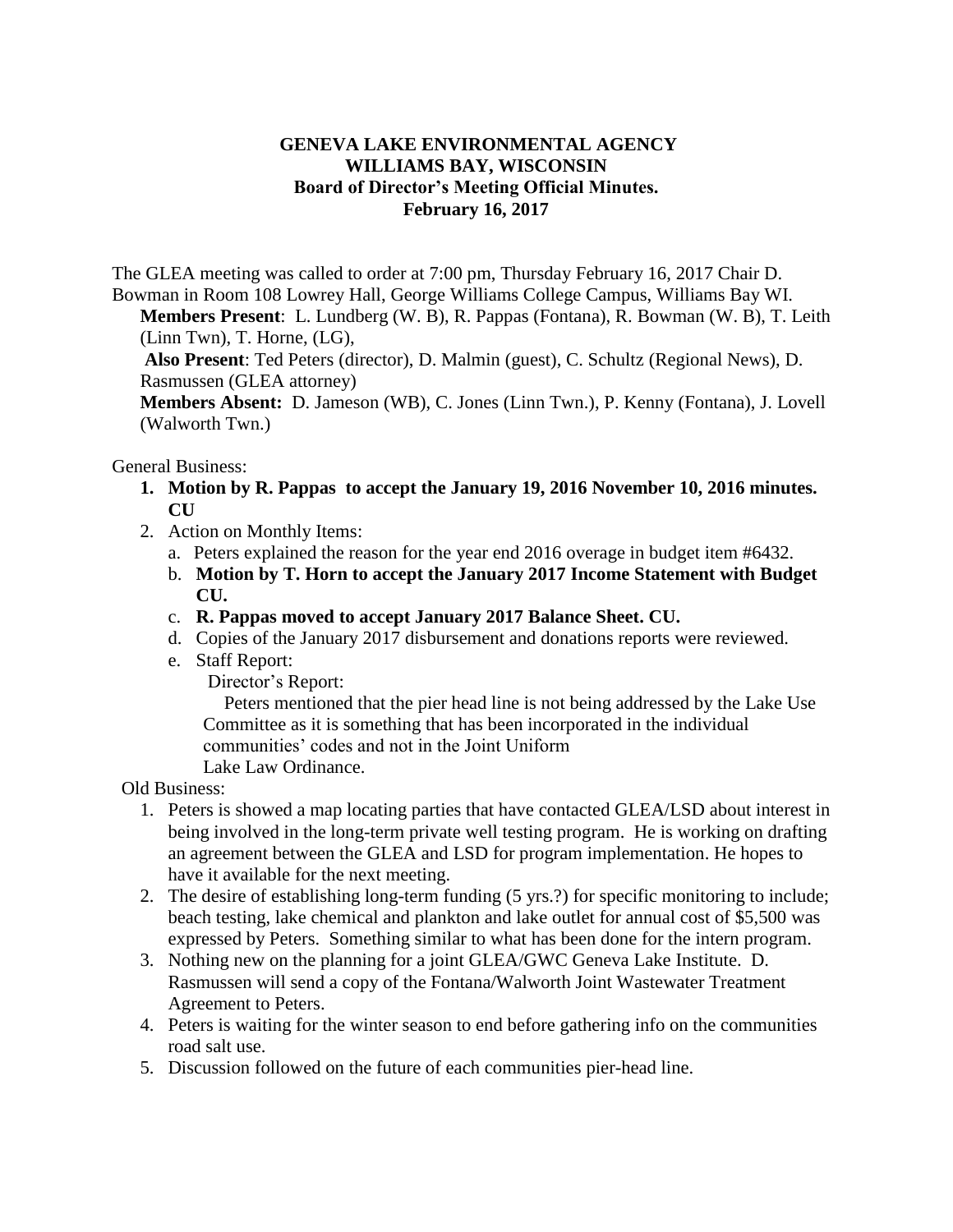**GENEVA LAKE ENVIRONMENTAL AGENCY**
**WILLIAMS BAY, WISCONSIN**
**Board of Director's Meeting Official Minutes.**
**February 16, 2017**

The GLEA meeting was called to order at 7:00 pm, Thursday February 16, 2017 Chair D. Bowman in Room 108 Lowrey Hall, George Williams College Campus, Williams Bay WI.

**Members Present**: L. Lundberg (W. B), R. Pappas (Fontana), R. Bowman (W. B), T. Leith (Linn Twn), T. Horne, (LG),

**Also Present**: Ted Peters (director), D. Malmin (guest), C. Schultz (Regional News), D. Rasmussen (GLEA attorney)

**Members Absent:** D. Jameson (WB), C. Jones (Linn Twn.), P. Kenny (Fontana), J. Lovell (Walworth Twn.)

General Business:

1. **Motion by R. Pappas to accept the January 19, 2016 November 10, 2016 minutes. CU**
2. Action on Monthly Items:
   a. Peters explained the reason for the year end 2016 overage in budget item #6432.
   b. **Motion by T. Horn to accept the January 2017 Income Statement with Budget CU.**
   c. **R. Pappas moved to accept January 2017 Balance Sheet. CU.**
   d. Copies of the January 2017 disbursement and donations reports were reviewed.
   e. Staff Report:
      Director's Report:
      Peters mentioned that the pier head line is not being addressed by the Lake Use Committee as it is something that has been incorporated in the individual communities' codes and not in the Joint Uniform Lake Law Ordinance.

Old Business:

1. Peters is showed a map locating parties that have contacted GLEA/LSD about interest in being involved in the long-term private well testing program. He is working on drafting an agreement between the GLEA and LSD for program implementation. He hopes to have it available for the next meeting.
2. The desire of establishing long-term funding (5 yrs.?) for specific monitoring to include; beach testing, lake chemical and plankton and lake outlet for annual cost of $5,500 was expressed by Peters. Something similar to what has been done for the intern program.
3. Nothing new on the planning for a joint GLEA/GWC Geneva Lake Institute. D. Rasmussen will send a copy of the Fontana/Walworth Joint Wastewater Treatment Agreement to Peters.
4. Peters is waiting for the winter season to end before gathering info on the communities road salt use.
5. Discussion followed on the future of each communities pier-head line.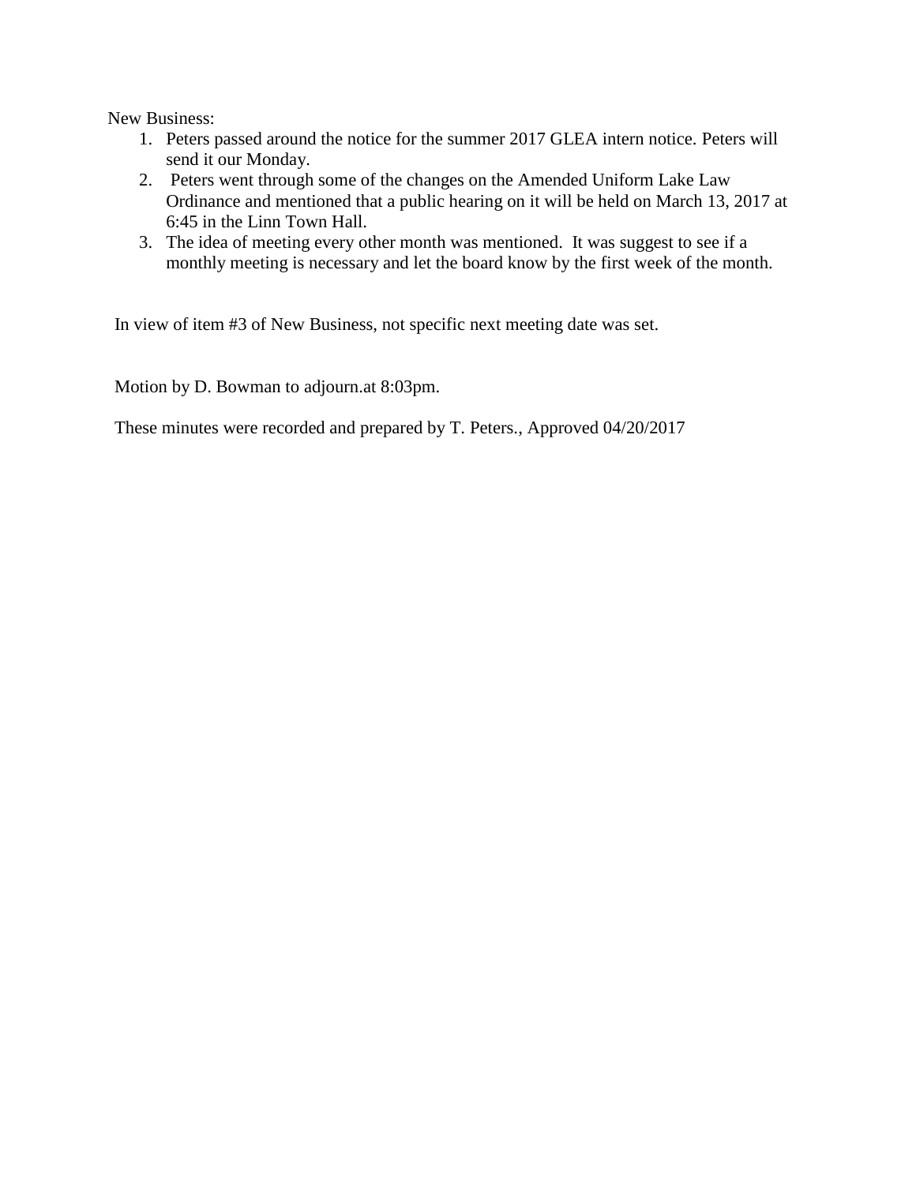New Business:

1. Peters passed around the notice for the summer 2017 GLEA intern notice. Peters will send it our Monday.
2. Peters went through some of the changes on the Amended Uniform Lake Law Ordinance and mentioned that a public hearing on it will be held on March 13, 2017 at 6:45 in the Linn Town Hall.
3. The idea of meeting every other month was mentioned. It was suggest to see if a monthly meeting is necessary and let the board know by the first week of the month.

In view of item #3 of New Business, not specific next meeting date was set.

Motion by D. Bowman to adjourn.at 8:03pm.

These minutes were recorded and prepared by T. Peters., Approved 04/20/2017